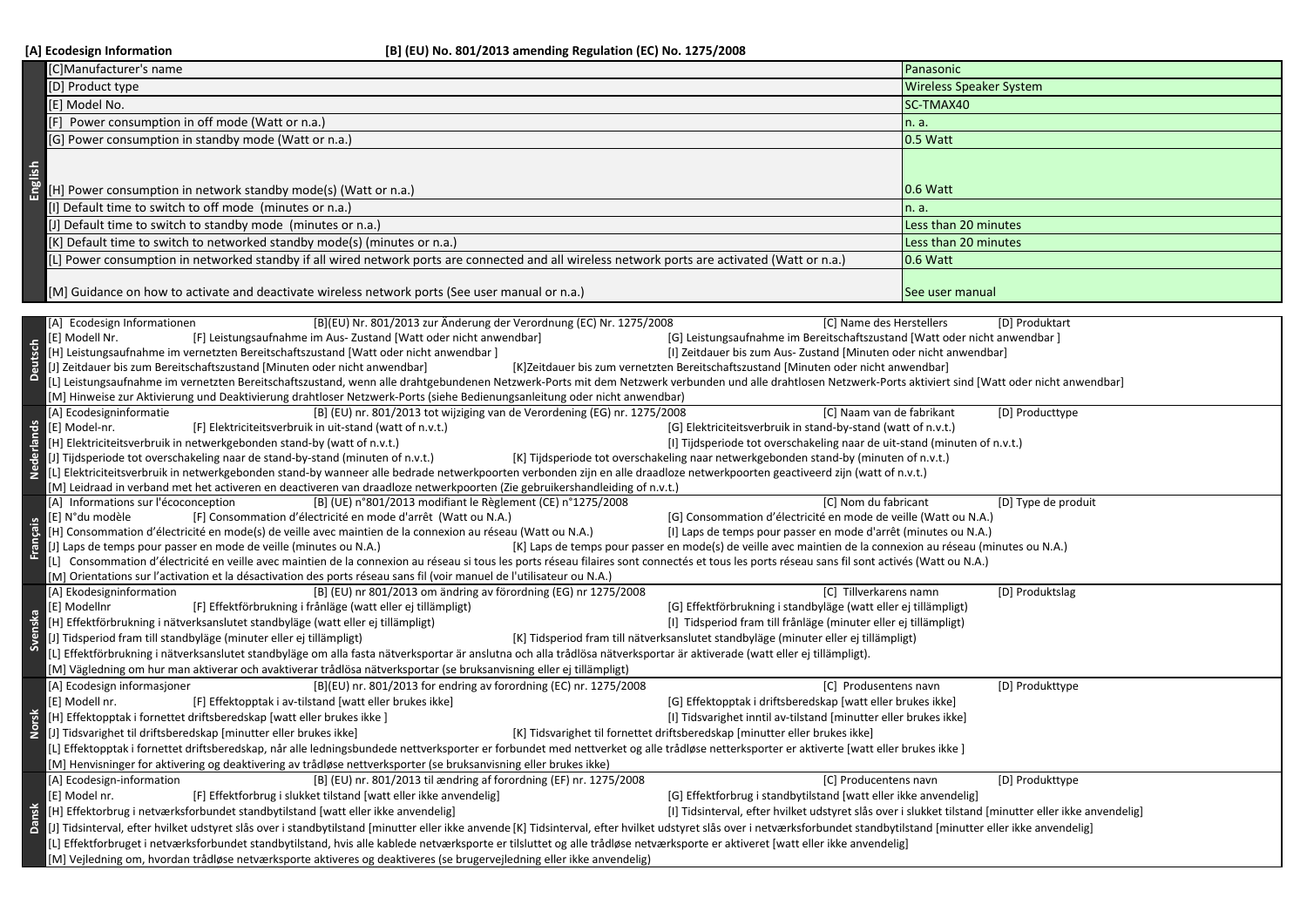**[A] Ecodesign Information** **[B] (EU) No. 801/2013 amending Regulation (EC) No. 1275/2008**

| English | | |
|---|---|---|
| | [C]Manufacturer's name | Panasonic |
| | [D] Product type | Wireless Speaker System |
| | [E] Model No. | SC-TMAX40 |
| | [F] Power consumption in off mode (Watt or n.a.) | n. a. |
| | [G] Power consumption in standby mode (Watt or n.a.) | 0.5 Watt |
| | [H] Power consumption in network standby mode(s) (Watt or n.a.) | 0.6 Watt |
| | [I] Default time to switch to off mode (minutes or n.a.) | n. a. |
| | [J] Default time to switch to standby mode (minutes or n.a.) | Less than 20 minutes |
| | [K] Default time to switch to networked standby mode(s) (minutes or n.a.) | Less than 20 minutes |
| | [L] Power consumption in networked standby if all wired network ports are connected and all wireless network ports are activated (Watt or n.a.) | 0.6 Watt |
| | [M] Guidance on how to activate and deactivate wireless network ports (See user manual or n.a.) | See user manual |

**Deutsch**

[A] Ecodesign Informationen [B](EU) Nr. 801/2013 zur Änderung der Verordnung (EC) Nr. 1275/2008 [C] Name des Herstellers [D] Produktart
[E] Modell Nr. [F] Leistungsaufnahme im Aus- Zustand [Watt oder nicht anwendbar] [G] Leistungsaufnahme im Bereitschaftszustand [Watt oder nicht anwendbar ]
[H] Leistungsaufnahme im vernetzten Bereitschaftszustand [Watt oder nicht anwendbar ] [I] Zeitdauer bis zum Aus- Zustand [Minuten oder nicht anwendbar]
[J] Zeitdauer bis zum Bereitschaftszustand [Minuten oder nicht anwendbar] [K]Zeitdauer bis zum vernetzten Bereitschaftszustand [Minuten oder nicht anwendbar]
[L] Leistungsaufnahme im vernetzten Bereitschaftszustand, wenn alle drahtgebundenen Netzwerk-Ports mit dem Netzwerk verbunden und alle drahtlosen Netzwerk-Ports aktiviert sind [Watt oder nicht anwendbar]
[M] Hinweise zur Aktivierung und Deaktivierung drahtloser Netzwerk-Ports (siehe Bedienungsanleitung oder nicht anwendbar)

**Nederlands**

[A] Ecodesigninformatie [B] (EU) nr. 801/2013 tot wijziging van de Verordening (EG) nr. 1275/2008 [C] Naam van de fabrikant [D] Producttype
[E] Model-nr. [F] Elektriciteitsverbruik in uit-stand (watt of n.v.t.) [G] Elektriciteitsverbruik in stand-by-stand (watt of n.v.t.)
[H] Elektriciteitsverbruik in netwerkgebonden stand-by (watt of n.v.t.) [I] Tijdsperiode tot overschakeling naar de uit-stand (minuten of n.v.t.)
[J] Tijdsperiode tot overschakeling naar de stand-by-stand (minuten of n.v.t.) [K] Tijdsperiode tot overschakeling naar netwerkgebonden stand-by (minuten of n.v.t.)
[L] Elektriciteitsverbruik in netwerkgebonden stand-by wanneer alle bedrade netwerkpoorten verbonden zijn en alle draadloze netwerkpoorten geactiveerd zijn (watt of n.v.t.)
[M] Leidraad in verband met het activeren en deactiveren van draadloze netwerkpoorten (Zie gebruikershandleiding of n.v.t.)

**Français**

[A] Informations sur l'écoconception [B] (UE) n°801/2013 modifiant le Règlement (CE) n°1275/2008 [C] Nom du fabricant [D] Type de produit
[E] N°du modèle [F] Consommation d'électricité en mode d'arrêt (Watt ou N.A.) [G] Consommation d'électricité en mode de veille (Watt ou N.A.)
[H] Consommation d'électricité en mode(s) de veille avec maintien de la connexion au réseau (Watt ou N.A.) [I] Laps de temps pour passer en mode d'arrêt (minutes ou N.A.)
[J] Laps de temps pour passer en mode de veille (minutes ou N.A.) [K] Laps de temps pour passer en mode(s) de veille avec maintien de la connexion au réseau (minutes ou N.A.)
[L] Consommation d'électricité en veille avec maintien de la connexion au réseau si tous les ports réseau filaires sont connectés et tous les ports réseau sans fil sont activés (Watt ou N.A.)
[M] Orientations sur l'activation et la désactivation des ports réseau sans fil (voir manuel de l'utilisateur ou N.A.)

**Svenska**

[A] Ekodesigninformation [B] (EU) nr 801/2013 om ändring av förordning (EG) nr 1275/2008 [C] Tillverkarens namn [D] Produktslag
[E] Modellnr [F] Effektförbrukning i frånläge (watt eller ej tillämpligt) [G] Effektförbrukning i standbyläge (watt eller ej tillämpligt)
[H] Effektförbrukning i nätverksanslutet standbyläge (watt eller ej tillämpligt) [I] Tidsperiod fram till frånläge (minuter eller ej tillämpligt)
[J] Tidsperiod fram till standbyläge (minuter eller ej tillämpligt) [K] Tidsperiod fram till nätverksanslutet standbyläge (minuter eller ej tillämpligt)
[L] Effektförbrukning i nätverksanslutet standbyläge om alla fasta nätverksportar är anslutna och alla trådlösa nätverksportar är aktiverade (watt eller ej tillämpligt).
[M] Vägledning om hur man aktiverar och avaktiverar trådlösa nätverksportar (se bruksanvisning eller ej tillämpligt)

**Norsk**

[A] Ecodesign informasjoner [B](EU) nr. 801/2013 for endring av forordning (EC) nr. 1275/2008 [C] Produsentens navn [D] Produkttype
[E] Modell nr. [F] Effektopptak i av-tilstand [watt eller brukes ikke] [G] Effektopptak i driftsberedskap [watt eller brukes ikke]
[H] Effektopptak i fornettet driftsberedskap [watt eller brukes ikke ] [I] Tidsvarighet inntil av-tilstand [minutter eller brukes ikke]
[J] Tidsvarighet til driftsberedskap [minutter eller brukes ikke] [K] Tidsvarighet til fornettet driftsberedskap [minutter eller brukes ikke]
[L] Effektopptak i fornettet driftsberedskap, når alle ledningsbundede nettverksporter er forbundet med nettverket og alle trådløse netterksporter er aktiverte [watt eller brukes ikke ]
[M] Henvisninger for aktivering og deaktivering av trådløse nettverksporter (se bruksanvisning eller brukes ikke)

**Dansk**

[A] Ecodesign-information [B] (EU) nr. 801/2013 til ændring af forordning (EF) nr. 1275/2008 [C] Producentens navn [D] Produkttype
[E] Model nr. [F] Effektforbrug i slukket tilstand [watt eller ikke anvendelig] [G] Effektforbrug i standbytilstand [watt eller ikke anvendelig]
[H] Effektforbrug i netværksforbundet standbytilstand [watt eller ikke anvendelig] [I] Tidsinterval, efter hvilket udstyret slås over i slukket tilstand [minutter eller ikke anvendelig]
[J] Tidsinterval, efter hvilket udstyret slås over i standbytilstand [minutter eller ikke anvende [K] Tidsinterval, efter hvilket udstyret slås over i netværksforbundet standbytilstand [minutter eller ikke anvendelig]
[L] Effektforbruget i netværksforbundet standbytilstand, hvis alle kablede netværksporte er tilsluttet og alle trådløse netværksporte er aktiveret [watt eller ikke anvendelig]
[M] Vejledning om, hvordan trådløse netværksporte aktiveres og deaktiveres (se brugervejledning eller ikke anvendelig)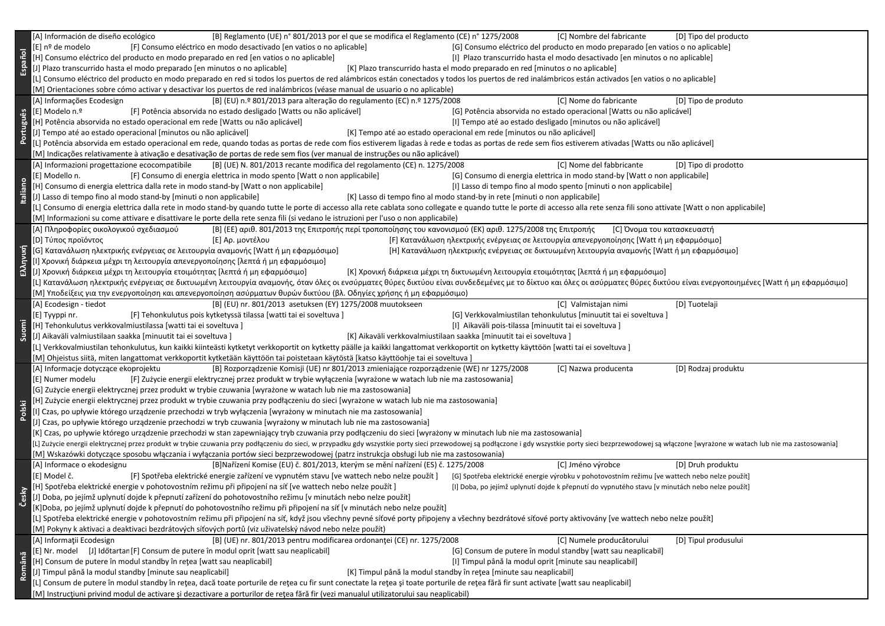| Language | Content |
|---|---|
| Español | [A] Información de diseño ecológico [B] Reglamento (UE) n° 801/2013 por el que se modifica el Reglamento (CE) n° 1275/2008 [C] Nombre del fabricante [D] Tipo del producto<br>[E] nº de modelo [F] Consumo eléctrico en modo desactivado [en vatios o no aplicable] [G] Consumo eléctrico del producto en modo preparado [en vatios o no aplicable]<br>[H] Consumo eléctrico del producto en modo preparado en red [en vatios o no aplicable] [I] Plazo transcurrido hasta el modo desactivado [en minutos o no aplicable]<br>[J] Plazo transcurrido hasta el modo preparado [en minutos o no aplicable] [K] Plazo transcurrido hasta el modo preparado en red [minutos o no aplicable]<br>[L] Consumo eléctrico del producto en modo preparado en red si todos los puertos de red alámbricos están conectados y todos los puertos de red inalámbricos están activados [en vatios o no aplicable]<br>[M] Orientaciones sobre cómo activar y desactivar los puertos de red inalámbricos (véase manual de usuario o no aplicable) |
| Português | [A] Informações Ecodesign [B] (EU) n.º 801/2013 para alteração do regulamento (EC) n.º 1275/2008 [C] Nome do fabricante [D] Tipo de produto<br>[E] Modelo n.º [F] Potência absorvida no estado desligado [Watts ou não aplicável] [G] Potência absorvida no estado operacional [Watts ou não aplicável]<br>[H] Potência absorvida no estado operacional em rede [Watts ou não aplicável] [I] Tempo até ao estado desligado [minutos ou não aplicável]<br>[J] Tempo até ao estado operacional [minutos ou não aplicável] [K] Tempo até ao estado operacional em rede [minutos ou não aplicável]<br>[L] Potência absorvida em estado operacional em rede, quando todas as portas de rede com fios estiverem ligadas à rede e todas as portas de rede sem fios estiverem ativadas [Watts ou não aplicável]<br>[M] Indicações relativamente à ativação e desativação de portas de rede sem fios (ver manual de instruções ou não aplicável) |
| Italiano | [A] Informazioni progettazione ecocompatibile [B] (UE) N. 801/2013 recante modifica del regolamento (CE) n. 1275/2008 [C] Nome del fabbricante [D] Tipo di prodotto<br>[E] Modello n. [F] Consumo di energia elettrica in modo spento [Watt o non applicabile] [G] Consumo di energia elettrica in modo stand-by [Watt o non applicabile]<br>[H] Consumo di energia elettrica dalla rete in modo stand-by [Watt o non applicabile] [I] Lasso di tempo fino al modo spento [minuti o non applicabile]<br>[J] Lasso di tempo fino al modo stand-by [minuti o non applicabile] [K] Lasso di tempo fino al modo stand-by in rete [minuti o non applicabile]<br>[L] Consumo di energia elettrica dalla rete in modo stand-by quando tutte le porte di accesso alla rete cablata sono collegate e quando tutte le porte di accesso alla rete senza fili sono attivate [Watt o non applicabile]<br>[M] Informazioni su come attivare e disattivare le porte della rete senza fili (si vedano le istruzioni per l'uso o non applicabile) |
| Ελληνική | [A] Πληροφορίες οικολογικού σχεδιασμού [B] (ΕΕ) αριθ. 801/2013 της Επιτροπής περί τροποποίησης του κανονισμού (ΕΚ) αριθ. 1275/2008 της Επιτροπής [C] Όνομα του κατασκευαστή<br>[D] Τύπος προϊόντος [E] Αρ. μοντέλου [F] Κατανάλωση ηλεκτρικής ενέργειας σε λειτουργία απενεργοποίησης [Watt ή μη εφαρμόσιμο]<br>[G] Κατανάλωση ηλεκτρικής ενέργειας σε λειτουργία αναμονής [Watt ή μη εφαρμόσιμο] [H] Κατανάλωση ηλεκτρικής ενέργειας σε δικτυωμένη λειτουργία αναμονής [Watt ή μη εφαρμόσιμο]<br>[I] Χρονική διάρκεια μέχρι τη λειτουργία απενεργοποίησης [λεπτά ή μη εφαρμόσιμο]<br>[J] Χρονική διάρκεια μέχρι τη λειτουργία ετοιμότητας [λεπτά ή μη εφαρμόσιμο] [K] Χρονική διάρκεια μέχρι τη δικτυωμένη λειτουργία ετοιμότητας [λεπτά ή μη εφαρμόσιμο]<br>[L] Κατανάλωση ηλεκτρικής ενέργειας σε δικτυωμένη λειτουργία αναμονής, όταν όλες οι ενσύρματες θύρες δικτύου είναι συνδεδεμένες με το δίκτυο και όλες οι ασύρματες θύρες δικτύου είναι ενεργοποιημένες [Watt ή μη εφαρμόσιμο]<br>[M] Υποδείξεις για την ενεργοποίηση και απενεργοποίηση ασύρματων θυρών δικτύου (βλ. Οδηγίες χρήσης ή μη εφαρμόσιμο) |
| Suomi | [A] Ecodesign - tiedot [B] (EU) nr. 801/2013 asetuksen (EY) 1275/2008 muutokseen [C] Valmistajan nimi [D] Tuotelaji<br>[E] Tyyppi nr. [F] Tehonkulutus pois kytketyssä tilassa [watti tai ei soveltuva ] [G] Verkkovalmiustilan tehonkulutus [minuutit tai ei soveltuva ]<br>[H] Tehonkulutus verkkovalmiustilassa [watti tai ei soveltuva ] [I] Aikaväli pois-tilassa [minuutit tai ei soveltuva ]<br>[J] Aikaväli valmiustilaan saakka [minuutit tai ei soveltuva ] [K] Aikaväli verkkovalmiustilaan saakka [minuutit tai ei soveltuva ]<br>[L] Verkkovalmiustilan tehonkulutus, kun kaikki kiinteästi kytketyt verkkoportit on kytketty päälle ja kaikki langattomat verkkoportit on kytketty käyttöön [watti tai ei soveltuva ]<br>[M] Ohjeistus siitä, miten langattomat verkkoportit kytketään käyttöön tai poistetaan käytöstä [katso käyttöohje tai ei soveltuva ] |
| Polski | [A] Informacje dotyczące ekoprojektu [B] Rozporządzenie Komisji (UE) nr 801/2013 zmieniające rozporządzenie (WE) nr 1275/2008 [C] Nazwa producenta [D] Rodzaj produktu<br>[E] Numer modelu [F] Zużycie energii elektrycznej przez produkt w trybie wyłączenia [wyrażone w watach lub nie ma zastosowania]<br>[G] Zużycie energii elektrycznej przez produkt w trybie czuwania [wyrażone w watach lub nie ma zastosowania]<br>[H] Zużycie energii elektrycznej przez produkt w trybie czuwania przy podłączeniu do sieci [wyrażone w watach lub nie ma zastosowania]<br>[I] Czas, po upływie którego urządzenie przechodzi w tryb wyłączenia [wyrażony w minutach nie ma zastosowania]<br>[J] Czas, po upływie którego urządzenie przechodzi w tryb czuwania [wyrażony w minutach lub nie ma zastosowania]<br>[K] Czas, po upływie którego urządzenie przechodzi w stan zapewniający tryb czuwania przy podłączeniu do sieci [wyrażony w minutach lub nie ma zastosowania]<br>[L] Zużycie energii elektrycznej przez produkt w trybie czuwania przy podłączeniu do sieci, w przypadku gdy wszystkie porty sieci przewodowej są podłączone i gdy wszystkie porty sieci bezprzewodowej są włączone [wyrażone w watach lub nie ma zastosowania]<br>[M] Wskazówki dotyczące sposobu włączania i wyłączania portów sieci bezprzewodowej (patrz instrukcja obsługi lub nie ma zastosowania) |
| Česky | [A] Informace o ekodesignu [B]Nařízení Komise (EU) č. 801/2013, kterým se mění nařízení (ES) č. 1275/2008 [C] Jméno výrobce [D] Druh produktu<br>[E] Model č. [F] Spotřeba elektrické energie zařízení ve vypnutém stavu [ve wattech nebo nelze použít ] [G] Spotřeba elektrické energie výrobku v pohotovostním režimu [ve wattech nebo nelze použít]<br>[H] Spotřeba elektrické energie v pohotovostním režimu při připojení na síť [ve wattech nebo nelze použít ] [I] Doba, po jejímž uplynutí dojde k přepnutí do vypnutého stavu [v minutách nebo nelze použít]<br>[J] Doba, po jejímž uplynutí dojde k přepnutí zařízení do pohotovostního režimu [v minutách nebo nelze použít]<br>[K]Doba, po jejímž uplynutí dojde k přepnutí do pohotovostního režimu při připojení na síť [v minutách nebo nelze použít]<br>[L] Spotřeba elektrické energie v pohotovostním režimu při připojení na síť, když jsou všechny pevné síťové porty připojeny a všechny bezdrátové síťové porty aktivovány [ve wattech nebo nelze použít]<br>[M] Pokyny k aktivaci a deaktivaci bezdrátových síťových portů (viz uživatelský návod nebo nelze použít) |
| Română | [A] Informaţii Ecodesign [B] (UE) nr. 801/2013 pentru modificarea ordonanţei (CE) nr. 1275/2008 [C] Numele producătorului [D] Tipul produsului<br>[E] Nr. model [J] Időtartan [F] Consum de putere în modul oprit [watt sau neaplicabil] [G] Consum de putere în modul standby [watt sau neaplicabil]<br>[H] Consum de putere în modul standby în reţea [watt sau neaplicabil] [I] Timpul până la modul oprit [minute sau neaplicabil]<br>[J] Timpul până la modul standby [minute sau neaplicabil] [K] Timpul până la modul standby în reţea [minute sau neaplicabil]<br>[L] Consum de putere în modul standby în reţea, dacă toate porturile de reţea cu fir sunt conectate la reţea şi toate porturile de reţea fără fir sunt activate [watt sau neaplicabil]<br>[M] Instrucţiuni privind modul de activare şi dezactivare a porturilor de reţea fără fir (vezi manualul utilizatorului sau neaplicabil) |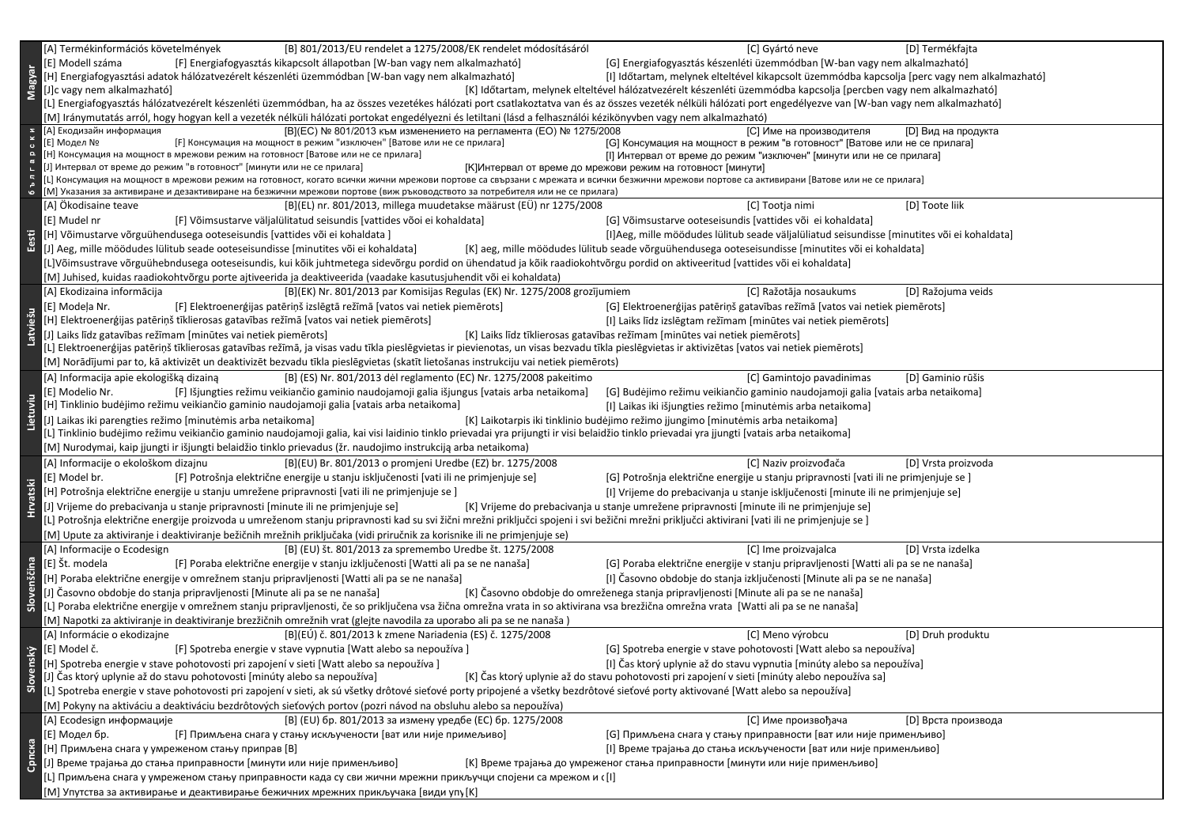| | |
|---|---|
| Magyar | [A] Termékinformációs követelmények [B] 801/2013/EU rendelet a 1275/2008/EK rendelet módosításáról [C] Gyártó neve [D] Termékfajta<br>[E] Modell száma [F] Energiafogyasztás kikapcsolt állapotban [W-ban vagy nem alkalmazható] [G] Energiafogyasztás készenléti üzemmódban [W-ban vagy nem alkalmazható]<br>[H] Energiafogyasztási adatok hálózatvezérelt készenléti üzemmódban [W-ban vagy nem alkalmazható] [I] Időtartam, melynek elteltével kikapcsolt üzemmódba kapcsolja [perc vagy nem alkalmazható]<br>[J]c vagy nem alkalmazható] [K] Időtartam, melynek elteltével hálózatvezérelt készenléti üzemmódba kapcsolja [percben vagy nem alkalmazható]<br>[L] Energiafogyasztás hálózatvezérelt készenléti üzemmódban, ha az összes vezetékes hálózati port csatlakoztatva van és az összes vezeték nélküli hálózati port engedélyezve van [W-ban vagy nem alkalmazható]<br>[M] Iránymutatás arról, hogy hogyan kell a vezeték nélküli hálózati portokat engedélyezni és letiltani (lásd a felhasználói kézikönyvben vagy nem alkalmazható) |
| български | [A] Екодизайн информация [B](ЕС) № 801/2013 към изменението на регламента (ЕО) № 1275/2008 [C] Име на производителя [D] Вид на продукта<br>[E] Модел № [F] Консумация на мощност в режим "изключен" [Ватове или не се прилага] [G] Консумация на мощност в режим "в готовност" [Ватове или не се прилага]<br>[H] Консумация на мощност в мрежови режим на готовност [Ватове или не се прилага] [I] Интервал от време до режим "изключен" [минути или не се прилага]<br>[J] Интервал от време до режим "в готовност" [минути или не се прилага] [K]Интервал от време до мрежови режим на готовност [минути]<br>[L] Консумация на мощност в мрежови режим на готовност, когато всички жични мрежови портове са свързани с мрежата и всички безжични мрежови портове са активирани [Ватове или не се прилага]<br>[M] Указания за активиране и дезактивиране на безжични мрежови портове (виж ръководството за потребителя или не се прилага) |
| Eesti | [A] Ökodisaine teave [B](EL) nr. 801/2013, millega muudetakse määrust (EÜ) nr 1275/2008 [C] Tootja nimi [D] Toote liik<br>[E] Mudel nr [F] Võimsustarve väljalülitatud seisundis [vattides või ei kohaldata] [G] Võimsustarve ooteseisundis [vattides või ei kohaldata]<br>[H] Võimustarve võrguühendusega ooteseisundis [vattides või ei kohaldata ] [I]Aeg, mille möödudes lülitub seade väljalülitatud seisundisse [minutites või ei kohaldata]<br>[J] Aeg, mille möödudes lülitub seade ooteseisundisse [minutites või ei kohaldata] [K] aeg, mille möödudes lülitub seade võrguühendusega ooteseisundisse [minutites või ei kohaldata]<br>[L]Võimsustrave võrguühebndusega ooteseisundis, kui kõik juhtmetega sidevõrgu pordid on ühendatud ja kõik raadiokohtvõrgu pordid on aktiveeritud [vattides või ei kohaldata]<br>[M] Juhised, kuidas raadiokohtvõrgu porte ajtiveerida ja deaktiveerida (vaadake kasutusjuhendit või ei kohaldata) |
| Latviešu | [A] Ekodizaina informācija [B](EK) Nr. 801/2013 par Komisijas Regulas (EK) Nr. 1275/2008 grozījumiem [C] Ražotāja nosaukums [D] Ražojuma veids<br>[E] Modeļa Nr. [F] Elektroenerģijas patēriņš izslēgtā režīmā [vatos vai netiek piemērots] [G] Elektroenerģijas patēriņš gatavības režīmā [vatos vai netiek piemērots]<br>[H] Elektroenerģijas patēriņš tīklierosas gatavības režīmā [vatos vai netiek piemērots] [I] Laiks līdz izslēgtam režīmam [minūtes vai netiek piemērots]<br>[J] Laiks līdz gatavības režīmam [minūtes vai netiek piemērots] [K] Laiks līdz tīklierosas gatavības režīmam [minūtes vai netiek piemērots]<br>[L] Elektroenerģijas patēriņš tīklierosas gatavības režīmā, ja visas vadu tīkla pieslēgvietas ir pievienotas, un visas bezvadu tīkla pieslēgvietas ir aktivizētas [vatos vai netiek piemērots]<br>[M] Norādījumi par to, kā aktivizēt un deaktivizēt bezvadu tīkla pieslēgvietas (skatīt lietošanas instrukciju vai netiek piemērots) |
| Lietuvių | [A] Informacija apie ekologišką dizainą [B] (ES) Nr. 801/2013 dėl reglamento (EC) Nr. 1275/2008 pakeitimo [C] Gamintojo pavadinimas [D] Gaminio rūšis<br>[E] Modelio Nr. [F] Išjungties režimu veikiančio gaminio naudojamoji galia išjungus [vatais arba netaikoma] [G] Budėjimo režimu veikiančio gaminio naudojamoji galia [vatais arba netaikoma]<br>[H] Tinklinio budėjimo režimu veikiančio gaminio naudojamoji galia [vatais arba netaikoma] [I] Laikas iki išjungties režimo [minutėmis arba netaikoma]<br>[J] Laikas iki parengties režimo [minutėmis arba netaikoma] [K] Laikotarpis iki tinklinio budėjimo režimo įjungimo [minutėmis arba netaikoma]<br>[L] Tinklinio budėjimo režimu veikiančio gaminio naudojamoji galia, kai visi laidinio tinklo prievadai yra prijungti ir visi belaidžio tinklo prievadai yra įjungti [vatais arba netaikoma]<br>[M] Nurodymai, kaip įjungti ir išjungti belaidžio tinklo prievadus (žr. naudojimo instrukciją arba netaikoma) |
| Hrvatski | [A] Informacije o ekološkom dizajnu [B](EU) Br. 801/2013 o promjeni Uredbe (EZ) br. 1275/2008 [C] Naziv proizvođača [D] Vrsta proizvoda<br>[E] Model br. [F] Potrošnja električne energije u stanju isključenosti [vati ili ne primjenjuje se] [G] Potrošnja električne energije u stanju pripravnosti [vati ili ne primjenjuje se ]<br>[H] Potrošnja električne energije u stanju umrežene pripravnosti [vati ili ne primjenjuje se ] [I] Vrijeme do prebacivanja u stanje isključenosti [minute ili ne primjenjuje se]<br>[J] Vrijeme do prebacivanja u stanje pripravnosti [minute ili ne primjenjuje se] [K] Vrijeme do prebacivanja u stanje umrežene pripravnosti [minute ili ne primjenjuje se]<br>[L] Potrošnja električne energije proizvoda u umreženom stanju pripravnosti kad su svi žični mrežni priključci spojeni i svi bežični mrežni priključci aktivirani [vati ili ne primjenjuje se ]<br>[M] Upute za aktiviranje i deaktiviranje bežičnih mrežnih priključaka (vidi priručnik za korisnike ili ne primjenjuje se) |
| Slovenščina | [A] Informacije o Ecodesign [B] (EU) št. 801/2013 za spremembo Uredbe št. 1275/2008 [C] Ime proizvajalca [D] Vrsta izdelka<br>[E] Št. modela [F] Poraba električne energije v stanju izključenosti [Watti ali pa se ne nanaša] [G] Poraba električne energije v stanju pripravljenosti [Watti ali pa se ne nanaša]<br>[H] Poraba električne energije v omrežnem stanju pripravljenosti [Watti ali pa se ne nanaša] [I] Časovno obdobje do stanja izključenosti [Minute ali pa se ne nanaša]<br>[J] Časovno obdobje do stanja pripravljenosti [Minute ali pa se ne nanaša] [K] Časovno obdobje do omreženega stanja pripravljenosti [Minute ali pa se ne nanaša]<br>[L] Poraba električne energije v omrežnem stanju pripravljenosti, če so priključena vsa žična omrežna vrata in so aktivirana vsa brezžična omrežna vrata [Watti ali pa se ne nanaša]<br>[M] Napotki za aktiviranje in deaktiviranje brezžičnih omrežnih vrat (glejte navodila za uporabo ali pa se ne nanaša ) |
| Slovenský | [A] Informácie o ekodizajne [B](EÚ) č. 801/2013 k zmene Nariadenia (ES) č. 1275/2008 [C] Meno výrobcu [D] Druh produktu<br>[E] Model č. [F] Spotreba energie v stave vypnutia [Watt alebo sa nepoužíva ] [G] Spotreba energie v stave pohotovosti [Watt alebo sa nepoužíva]<br>[H] Spotreba energie v stave pohotovosti pri zapojení v sieti [Watt alebo sa nepoužíva ] [I] Čas ktorý uplynie až do stavu vypnutia [minúty alebo sa nepoužíva]<br>[J] Čas ktorý uplynie až do stavu pohotovosti [minúty alebo sa nepoužíva] [K] Čas ktorý uplynie až do stavu pohotovosti pri zapojení v sieti [minúty alebo nepoužíva sa]<br>[L] Spotreba energie v stave pohotovosti pri zapojení v sieti, ak sú všetky drôtové sieťové porty pripojené a všetky bezdrôtové sieťové porty aktivované [Watt alebo sa nepoužíva]<br>[M] Pokyny na aktiváciu a deaktiváciu bezdrôtových sieťových portov (pozri návod na obsluhu alebo sa nepoužíva) |
| Српска | [A] Ecodesign информације [B] (EU) бр. 801/2013 за измену уредбе (EC) бр. 1275/2008 [C] Име произвођача [D] Врста производа<br>[E] Модел бр. [F] Примљена снага у стању искључености [ват или није примељиво] [G] Примљена снага у стању приправности [ват или није применљиво]<br>[H] Примљена снага у умреженом стању приправ [B] [I] Време трајања до стања искључености [ват или није применљиво]<br>[J] Време трајања до стања приправности [минути или није применљиво] [K] Време трајања до умреженог стања приправности [минути или није применљиво]<br>[L] Примљена снага у умреженом стању приправности када су сви жични мрежни прикључци спојени са мрежом и с[I]<br>[M] Упутства за активирање и деактивирање бежичних мрежних прикључака [види упу[K] |